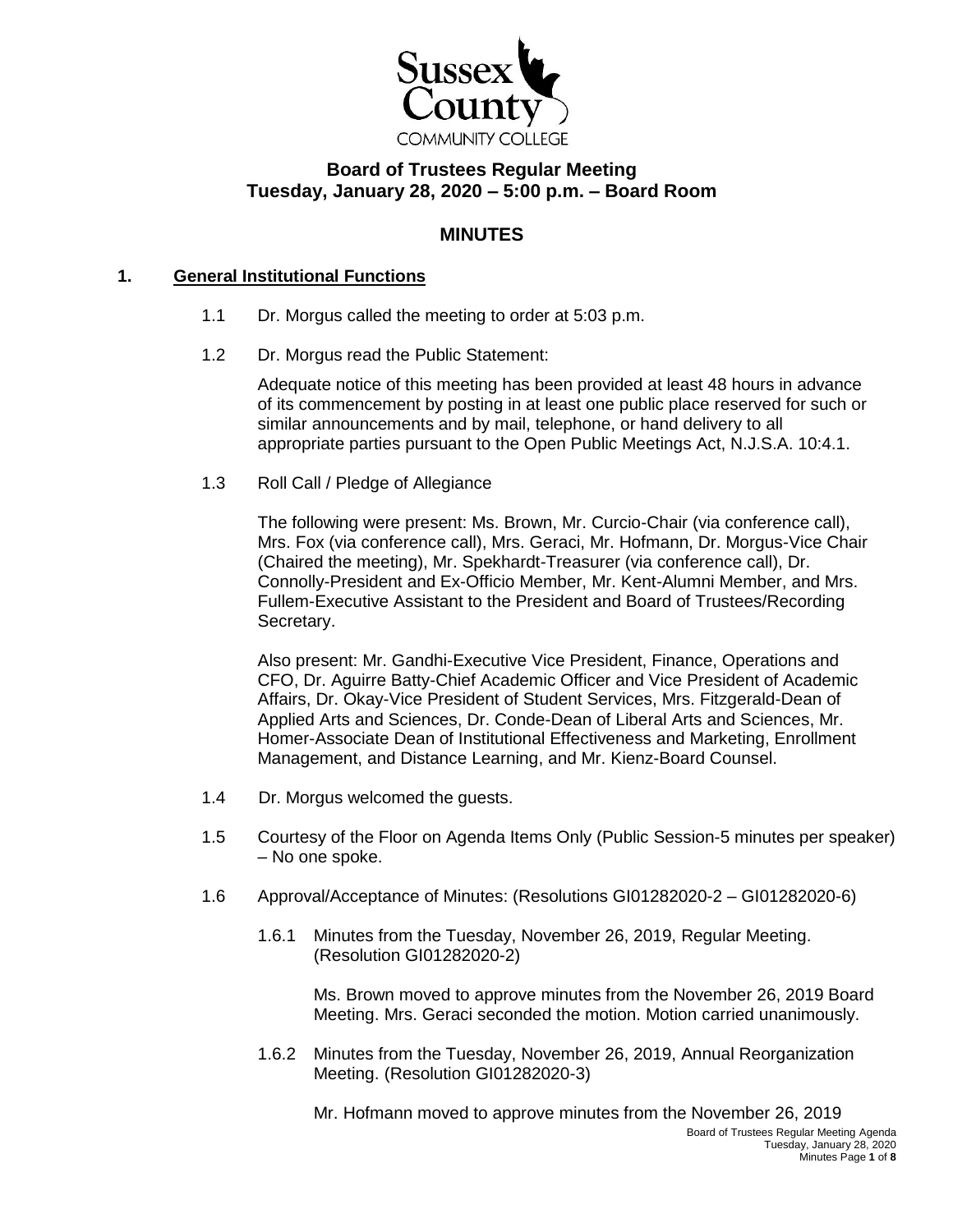# Board of Trustees Regular Meeting
## Tuesday, January 28, 2020 – 5:00 p.m. – Board Room

## MINUTES

### 1. General Institutional Functions

1.1 Dr. Morgus called the meeting to order at 5:03 p.m.

1.2 Dr. Morgus read the Public Statement:

Adequate notice of this meeting has been provided at least 48 hours in advance of its commencement by posting in at least one public place reserved for such or similar announcements and by mail, telephone, or hand delivery to all appropriate parties pursuant to the Open Public Meetings Act, N.J.S.A. 10:4.1.

1.3 Roll Call / Pledge of Allegiance

The following were present: Ms. Brown, Mr. Curcio-Chair (via conference call), Mrs. Fox (via conference call), Mrs. Geraci, Mr. Hofmann, Dr. Morgus-Vice Chair (Chaired the meeting), Mr. Spekhardt-Treasurer (via conference call), Dr. Connolly-President and Ex-Officio Member, Mr. Kent-Alumni Member, and Mrs. Fullem-Executive Assistant to the President and Board of Trustees/Recording Secretary.

Also present: Mr. Gandhi-Executive Vice President, Finance, Operations and CFO, Dr. Aguirre Batty-Chief Academic Officer and Vice President of Academic Affairs, Dr. Okay-Vice President of Student Services, Mrs. Fitzgerald-Dean of Applied Arts and Sciences, Dr. Conde-Dean of Liberal Arts and Sciences, Mr. Homer-Associate Dean of Institutional Effectiveness and Marketing, Enrollment Management, and Distance Learning, and Mr. Kienz-Board Counsel.

1.4 Dr. Morgus welcomed the guests.

1.5 Courtesy of the Floor on Agenda Items Only (Public Session-5 minutes per speaker) – No one spoke.

1.6 Approval/Acceptance of Minutes: (Resolutions GI01282020-2 – GI01282020-6)

1.6.1 Minutes from the Tuesday, November 26, 2019, Regular Meeting. (Resolution GI01282020-2)

Ms. Brown moved to approve minutes from the November 26, 2019 Board Meeting. Mrs. Geraci seconded the motion. Motion carried unanimously.

1.6.2 Minutes from the Tuesday, November 26, 2019, Annual Reorganization Meeting. (Resolution GI01282020-3)

Mr. Hofmann moved to approve minutes from the November 26, 2019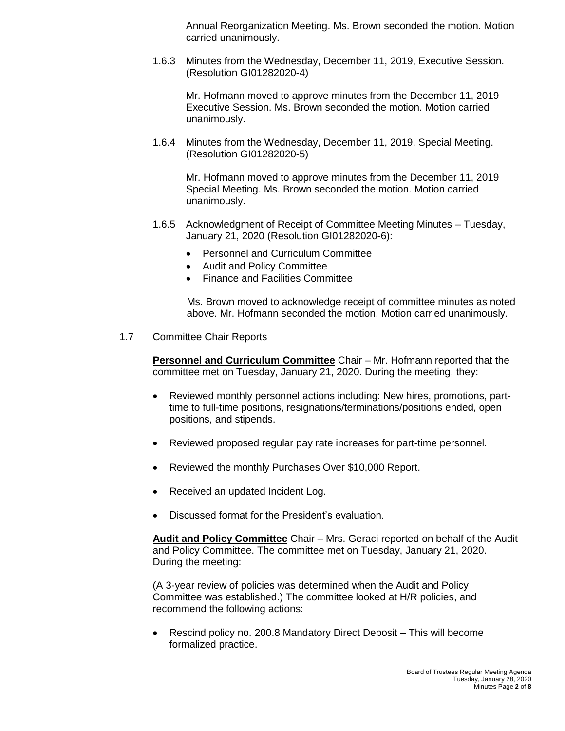Annual Reorganization Meeting. Ms. Brown seconded the motion. Motion carried unanimously.

1.6.3 Minutes from the Wednesday, December 11, 2019, Executive Session. (Resolution GI01282020-4)

Mr. Hofmann moved to approve minutes from the December 11, 2019 Executive Session. Ms. Brown seconded the motion. Motion carried unanimously.

1.6.4 Minutes from the Wednesday, December 11, 2019, Special Meeting. (Resolution GI01282020-5)

Mr. Hofmann moved to approve minutes from the December 11, 2019 Special Meeting. Ms. Brown seconded the motion. Motion carried unanimously.

1.6.5 Acknowledgment of Receipt of Committee Meeting Minutes – Tuesday, January 21, 2020 (Resolution GI01282020-6):

- Personnel and Curriculum Committee
- Audit and Policy Committee
- Finance and Facilities Committee

Ms. Brown moved to acknowledge receipt of committee minutes as noted above. Mr. Hofmann seconded the motion. Motion carried unanimously.

1.7 Committee Chair Reports

**Personnel and Curriculum Committee** Chair – Mr. Hofmann reported that the committee met on Tuesday, January 21, 2020. During the meeting, they:

- Reviewed monthly personnel actions including: New hires, promotions, part-time to full-time positions, resignations/terminations/positions ended, open positions, and stipends.
- Reviewed proposed regular pay rate increases for part-time personnel.
- Reviewed the monthly Purchases Over $10,000 Report.
- Received an updated Incident Log.
- Discussed format for the President's evaluation.

**Audit and Policy Committee** Chair – Mrs. Geraci reported on behalf of the Audit and Policy Committee. The committee met on Tuesday, January 21, 2020. During the meeting:

(A 3-year review of policies was determined when the Audit and Policy Committee was established.) The committee looked at H/R policies, and recommend the following actions:

- Rescind policy no. 200.8 Mandatory Direct Deposit – This will become formalized practice.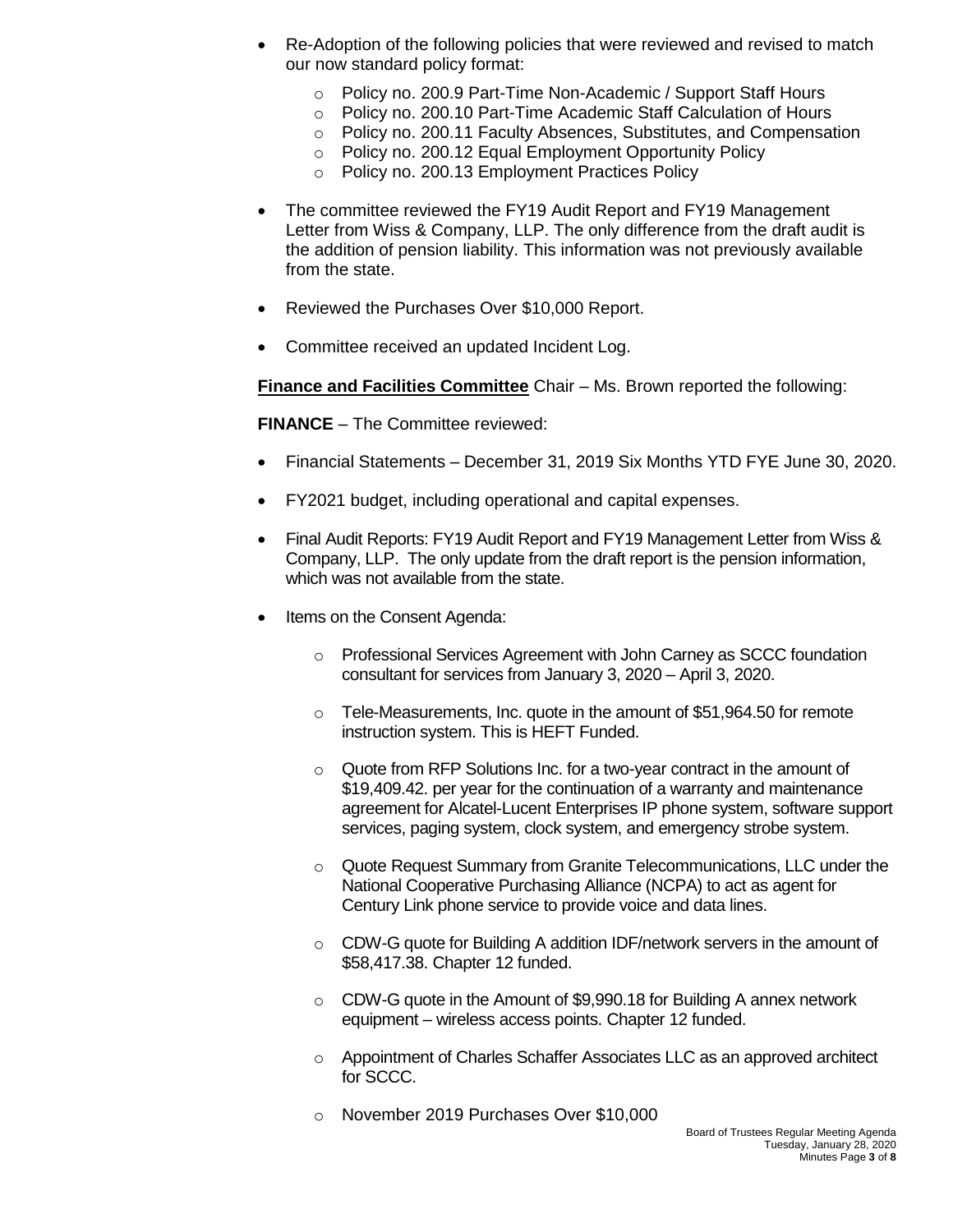- Re-Adoption of the following policies that were reviewed and revised to match our now standard policy format:
  - Policy no. 200.9 Part-Time Non-Academic / Support Staff Hours
  - Policy no. 200.10 Part-Time Academic Staff Calculation of Hours
  - Policy no. 200.11 Faculty Absences, Substitutes, and Compensation
  - Policy no. 200.12 Equal Employment Opportunity Policy
  - Policy no. 200.13 Employment Practices Policy
- The committee reviewed the FY19 Audit Report and FY19 Management Letter from Wiss & Company, LLP. The only difference from the draft audit is the addition of pension liability. This information was not previously available from the state.
- Reviewed the Purchases Over $10,000 Report.
- Committee received an updated Incident Log.

**Finance and Facilities Committee** Chair – Ms. Brown reported the following:

**FINANCE** – The Committee reviewed:

- Financial Statements – December 31, 2019 Six Months YTD FYE June 30, 2020.
- FY2021 budget, including operational and capital expenses.
- Final Audit Reports: FY19 Audit Report and FY19 Management Letter from Wiss & Company, LLP. The only update from the draft report is the pension information, which was not available from the state.
- Items on the Consent Agenda:
  - Professional Services Agreement with John Carney as SCCC foundation consultant for services from January 3, 2020 – April 3, 2020.
  - Tele-Measurements, Inc. quote in the amount of $51,964.50 for remote instruction system. This is HEFT Funded.
  - Quote from RFP Solutions Inc. for a two-year contract in the amount of $19,409.42. per year for the continuation of a warranty and maintenance agreement for Alcatel-Lucent Enterprises IP phone system, software support services, paging system, clock system, and emergency strobe system.
  - Quote Request Summary from Granite Telecommunications, LLC under the National Cooperative Purchasing Alliance (NCPA) to act as agent for Century Link phone service to provide voice and data lines.
  - CDW-G quote for Building A addition IDF/network servers in the amount of $58,417.38. Chapter 12 funded.
  - CDW-G quote in the Amount of $9,990.18 for Building A annex network equipment – wireless access points. Chapter 12 funded.
  - Appointment of Charles Schaffer Associates LLC as an approved architect for SCCC.
  - November 2019 Purchases Over $10,000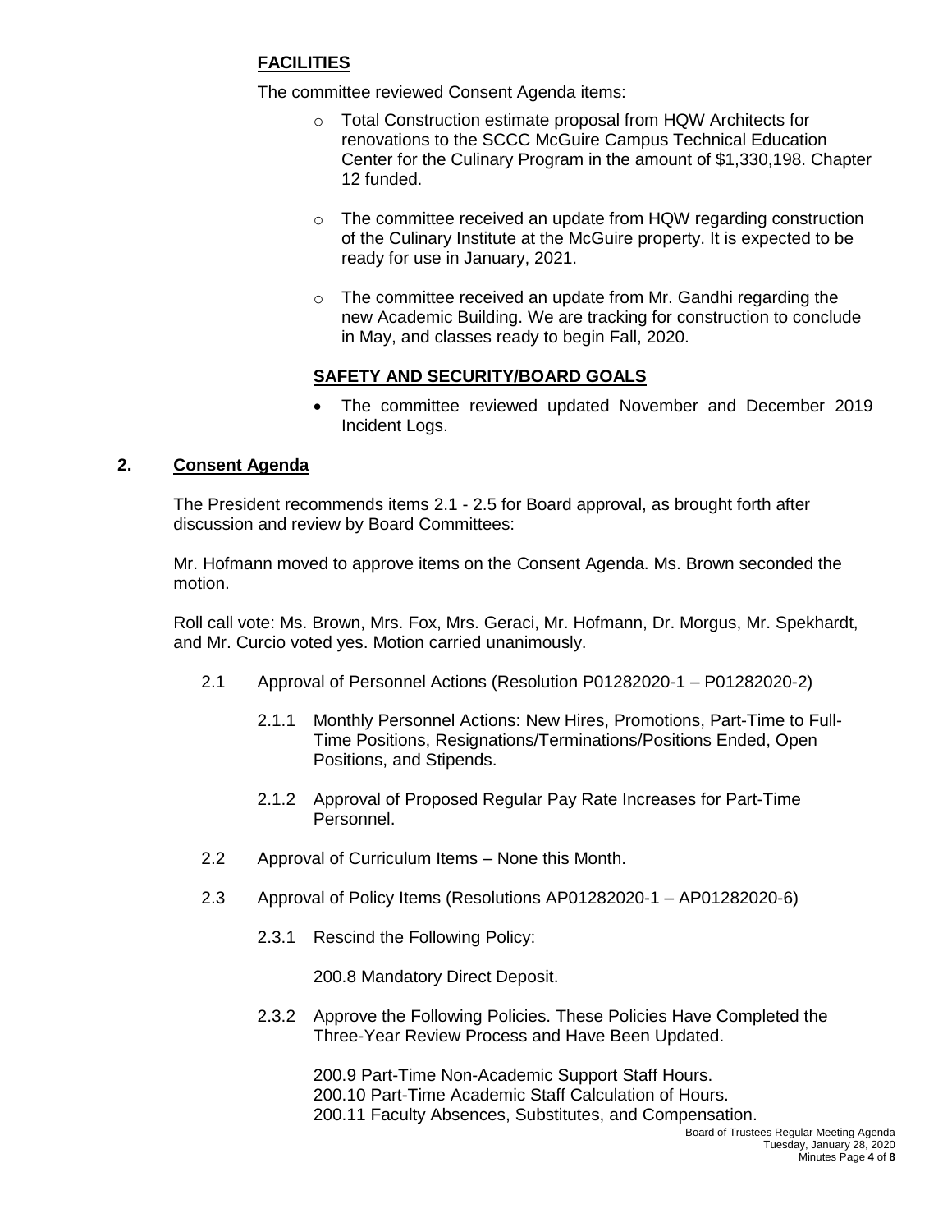**FACILITIES**

The committee reviewed Consent Agenda items:

- Total Construction estimate proposal from HQW Architects for renovations to the SCCC McGuire Campus Technical Education Center for the Culinary Program in the amount of $1,330,198. Chapter 12 funded.

- The committee received an update from HQW regarding construction of the Culinary Institute at the McGuire property. It is expected to be ready for use in January, 2021.

- The committee received an update from Mr. Gandhi regarding the new Academic Building. We are tracking for construction to conclude in May, and classes ready to begin Fall, 2020.

**SAFETY AND SECURITY/BOARD GOALS**

- The committee reviewed updated November and December 2019 Incident Logs.

## 2. Consent Agenda

The President recommends items 2.1 - 2.5 for Board approval, as brought forth after discussion and review by Board Committees:

Mr. Hofmann moved to approve items on the Consent Agenda. Ms. Brown seconded the motion.

Roll call vote: Ms. Brown, Mrs. Fox, Mrs. Geraci, Mr. Hofmann, Dr. Morgus, Mr. Spekhardt, and Mr. Curcio voted yes. Motion carried unanimously.

2.1 Approval of Personnel Actions (Resolution P01282020-1 – P01282020-2)

2.1.1 Monthly Personnel Actions: New Hires, Promotions, Part-Time to Full-Time Positions, Resignations/Terminations/Positions Ended, Open Positions, and Stipends.

2.1.2 Approval of Proposed Regular Pay Rate Increases for Part-Time Personnel.

2.2 Approval of Curriculum Items – None this Month.

2.3 Approval of Policy Items (Resolutions AP01282020-1 – AP01282020-6)

2.3.1 Rescind the Following Policy:

200.8 Mandatory Direct Deposit.

2.3.2 Approve the Following Policies. These Policies Have Completed the Three-Year Review Process and Have Been Updated.

200.9 Part-Time Non-Academic Support Staff Hours.
200.10 Part-Time Academic Staff Calculation of Hours.
200.11 Faculty Absences, Substitutes, and Compensation.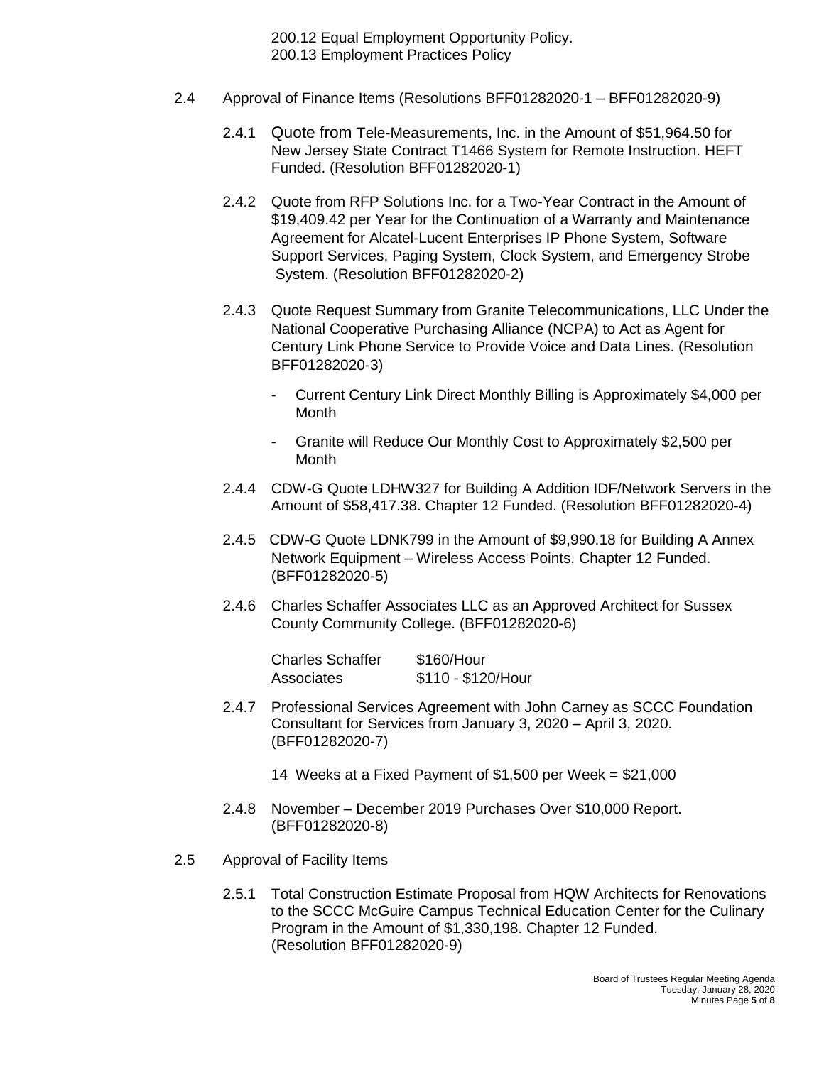200.12 Equal Employment Opportunity Policy.
200.13 Employment Practices Policy

2.4 Approval of Finance Items (Resolutions BFF01282020-1 – BFF01282020-9)

2.4.1 Quote from Tele-Measurements, Inc. in the Amount of $51,964.50 for New Jersey State Contract T1466 System for Remote Instruction. HEFT Funded. (Resolution BFF01282020-1)

2.4.2 Quote from RFP Solutions Inc. for a Two-Year Contract in the Amount of $19,409.42 per Year for the Continuation of a Warranty and Maintenance Agreement for Alcatel-Lucent Enterprises IP Phone System, Software Support Services, Paging System, Clock System, and Emergency Strobe System. (Resolution BFF01282020-2)

2.4.3 Quote Request Summary from Granite Telecommunications, LLC Under the National Cooperative Purchasing Alliance (NCPA) to Act as Agent for Century Link Phone Service to Provide Voice and Data Lines. (Resolution BFF01282020-3)

- Current Century Link Direct Monthly Billing is Approximately $4,000 per Month
- Granite will Reduce Our Monthly Cost to Approximately $2,500 per Month

2.4.4 CDW-G Quote LDHW327 for Building A Addition IDF/Network Servers in the Amount of $58,417.38. Chapter 12 Funded. (Resolution BFF01282020-4)

2.4.5 CDW-G Quote LDNK799 in the Amount of $9,990.18 for Building A Annex Network Equipment – Wireless Access Points. Chapter 12 Funded. (BFF01282020-5)

2.4.6 Charles Schaffer Associates LLC as an Approved Architect for Sussex County Community College. (BFF01282020-6)

| | |
|---|---|
| Charles Schaffer | $160/Hour |
| Associates | $110 - $120/Hour |

2.4.7 Professional Services Agreement with John Carney as SCCC Foundation Consultant for Services from January 3, 2020 – April 3, 2020. (BFF01282020-7)

14 Weeks at a Fixed Payment of $1,500 per Week = $21,000

2.4.8 November – December 2019 Purchases Over $10,000 Report. (BFF01282020-8)

2.5 Approval of Facility Items

2.5.1 Total Construction Estimate Proposal from HQW Architects for Renovations to the SCCC McGuire Campus Technical Education Center for the Culinary Program in the Amount of $1,330,198. Chapter 12 Funded. (Resolution BFF01282020-9)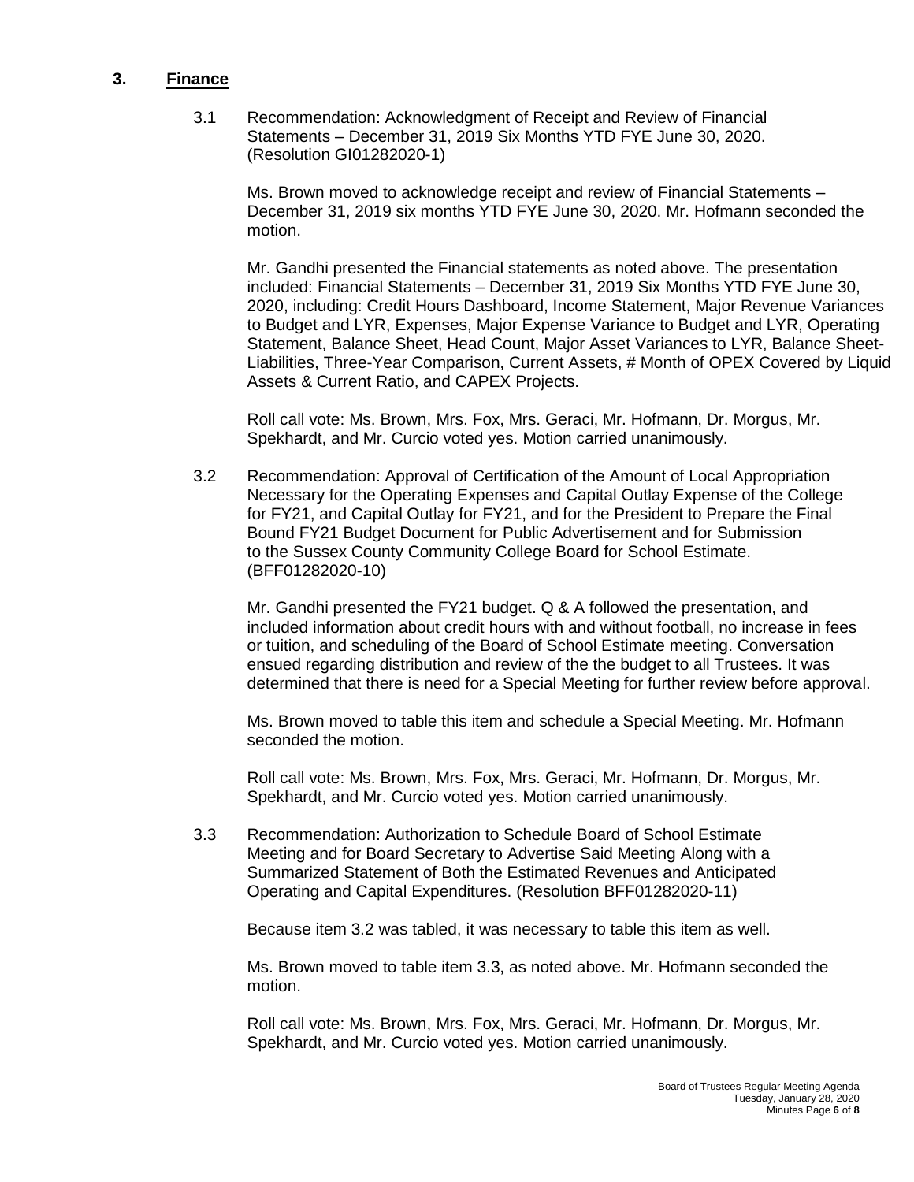## 3. Finance

3.1 Recommendation: Acknowledgment of Receipt and Review of Financial Statements – December 31, 2019 Six Months YTD FYE June 30, 2020. (Resolution GI01282020-1)

Ms. Brown moved to acknowledge receipt and review of Financial Statements – December 31, 2019 six months YTD FYE June 30, 2020. Mr. Hofmann seconded the motion.

Mr. Gandhi presented the Financial statements as noted above. The presentation included: Financial Statements – December 31, 2019 Six Months YTD FYE June 30, 2020, including: Credit Hours Dashboard, Income Statement, Major Revenue Variances to Budget and LYR, Expenses, Major Expense Variance to Budget and LYR, Operating Statement, Balance Sheet, Head Count, Major Asset Variances to LYR, Balance Sheet-Liabilities, Three-Year Comparison, Current Assets, # Month of OPEX Covered by Liquid Assets & Current Ratio, and CAPEX Projects.

Roll call vote: Ms. Brown, Mrs. Fox, Mrs. Geraci, Mr. Hofmann, Dr. Morgus, Mr. Spekhardt, and Mr. Curcio voted yes. Motion carried unanimously.

3.2 Recommendation: Approval of Certification of the Amount of Local Appropriation Necessary for the Operating Expenses and Capital Outlay Expense of the College for FY21, and Capital Outlay for FY21, and for the President to Prepare the Final Bound FY21 Budget Document for Public Advertisement and for Submission to the Sussex County Community College Board for School Estimate. (BFF01282020-10)

Mr. Gandhi presented the FY21 budget. Q & A followed the presentation, and included information about credit hours with and without football, no increase in fees or tuition, and scheduling of the Board of School Estimate meeting. Conversation ensued regarding distribution and review of the the budget to all Trustees. It was determined that there is need for a Special Meeting for further review before approval.

Ms. Brown moved to table this item and schedule a Special Meeting. Mr. Hofmann seconded the motion.

Roll call vote: Ms. Brown, Mrs. Fox, Mrs. Geraci, Mr. Hofmann, Dr. Morgus, Mr. Spekhardt, and Mr. Curcio voted yes. Motion carried unanimously.

3.3 Recommendation: Authorization to Schedule Board of School Estimate Meeting and for Board Secretary to Advertise Said Meeting Along with a Summarized Statement of Both the Estimated Revenues and Anticipated Operating and Capital Expenditures. (Resolution BFF01282020-11)

Because item 3.2 was tabled, it was necessary to table this item as well.

Ms. Brown moved to table item 3.3, as noted above. Mr. Hofmann seconded the motion.

Roll call vote: Ms. Brown, Mrs. Fox, Mrs. Geraci, Mr. Hofmann, Dr. Morgus, Mr. Spekhardt, and Mr. Curcio voted yes. Motion carried unanimously.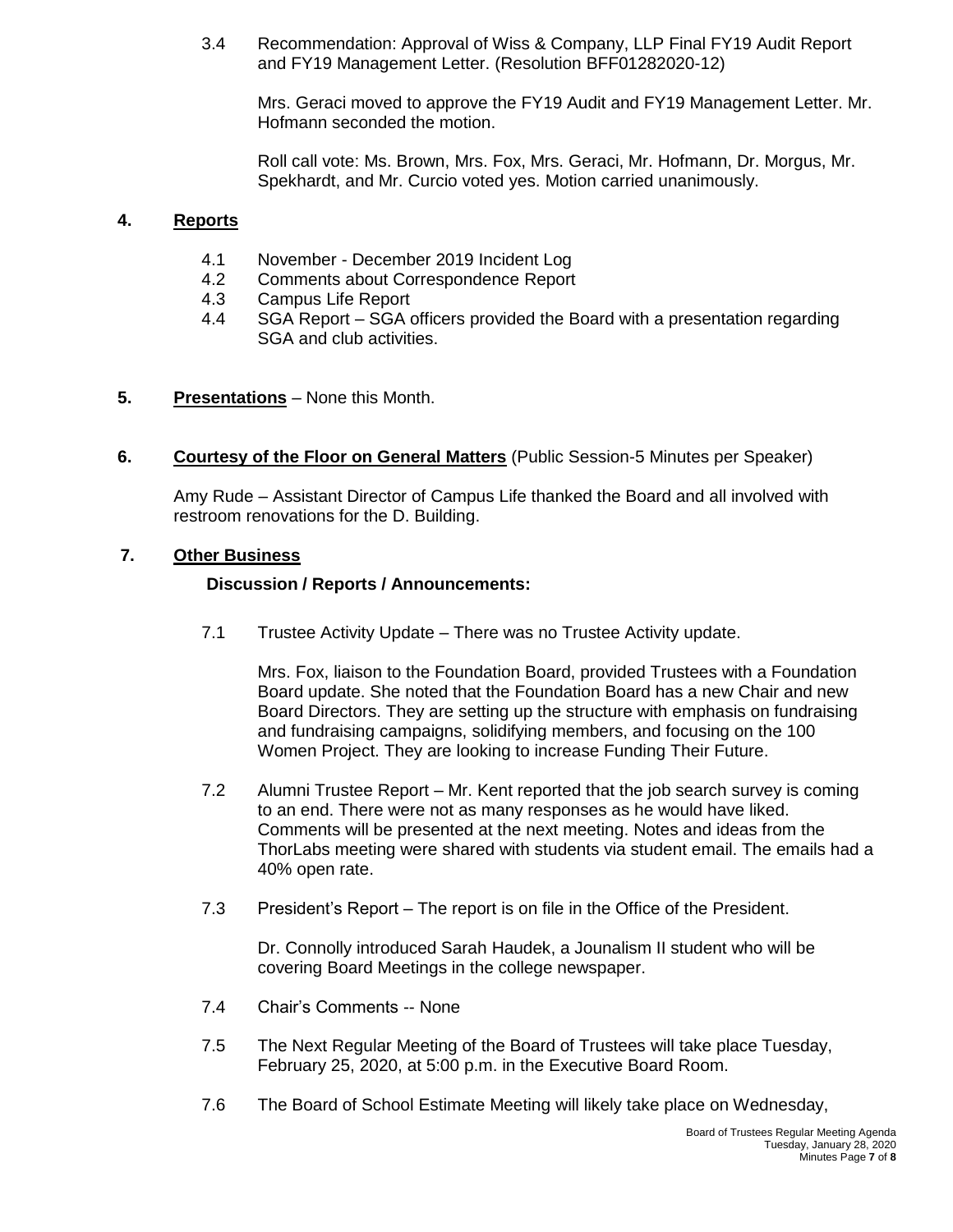3.4 Recommendation: Approval of Wiss & Company, LLP Final FY19 Audit Report and FY19 Management Letter. (Resolution BFF01282020-12)

Mrs. Geraci moved to approve the FY19 Audit and FY19 Management Letter. Mr. Hofmann seconded the motion.

Roll call vote: Ms. Brown, Mrs. Fox, Mrs. Geraci, Mr. Hofmann, Dr. Morgus, Mr. Spekhardt, and Mr. Curcio voted yes. Motion carried unanimously.

## 4. Reports

4.1 November - December 2019 Incident Log
4.2 Comments about Correspondence Report
4.3 Campus Life Report
4.4 SGA Report – SGA officers provided the Board with a presentation regarding SGA and club activities.

## 5. Presentations – None this Month.

## 6. Courtesy of the Floor on General Matters (Public Session-5 Minutes per Speaker)

Amy Rude – Assistant Director of Campus Life thanked the Board and all involved with restroom renovations for the D. Building.

## 7. Other Business

### Discussion / Reports / Announcements:

7.1 Trustee Activity Update – There was no Trustee Activity update.

Mrs. Fox, liaison to the Foundation Board, provided Trustees with a Foundation Board update. She noted that the Foundation Board has a new Chair and new Board Directors. They are setting up the structure with emphasis on fundraising and fundraising campaigns, solidifying members, and focusing on the 100 Women Project. They are looking to increase Funding Their Future.

7.2 Alumni Trustee Report – Mr. Kent reported that the job search survey is coming to an end. There were not as many responses as he would have liked. Comments will be presented at the next meeting. Notes and ideas from the ThorLabs meeting were shared with students via student email. The emails had a 40% open rate.

7.3 President's Report – The report is on file in the Office of the President.

Dr. Connolly introduced Sarah Haudek, a Jounalism II student who will be covering Board Meetings in the college newspaper.

7.4 Chair's Comments -- None

7.5 The Next Regular Meeting of the Board of Trustees will take place Tuesday, February 25, 2020, at 5:00 p.m. in the Executive Board Room.

7.6 The Board of School Estimate Meeting will likely take place on Wednesday,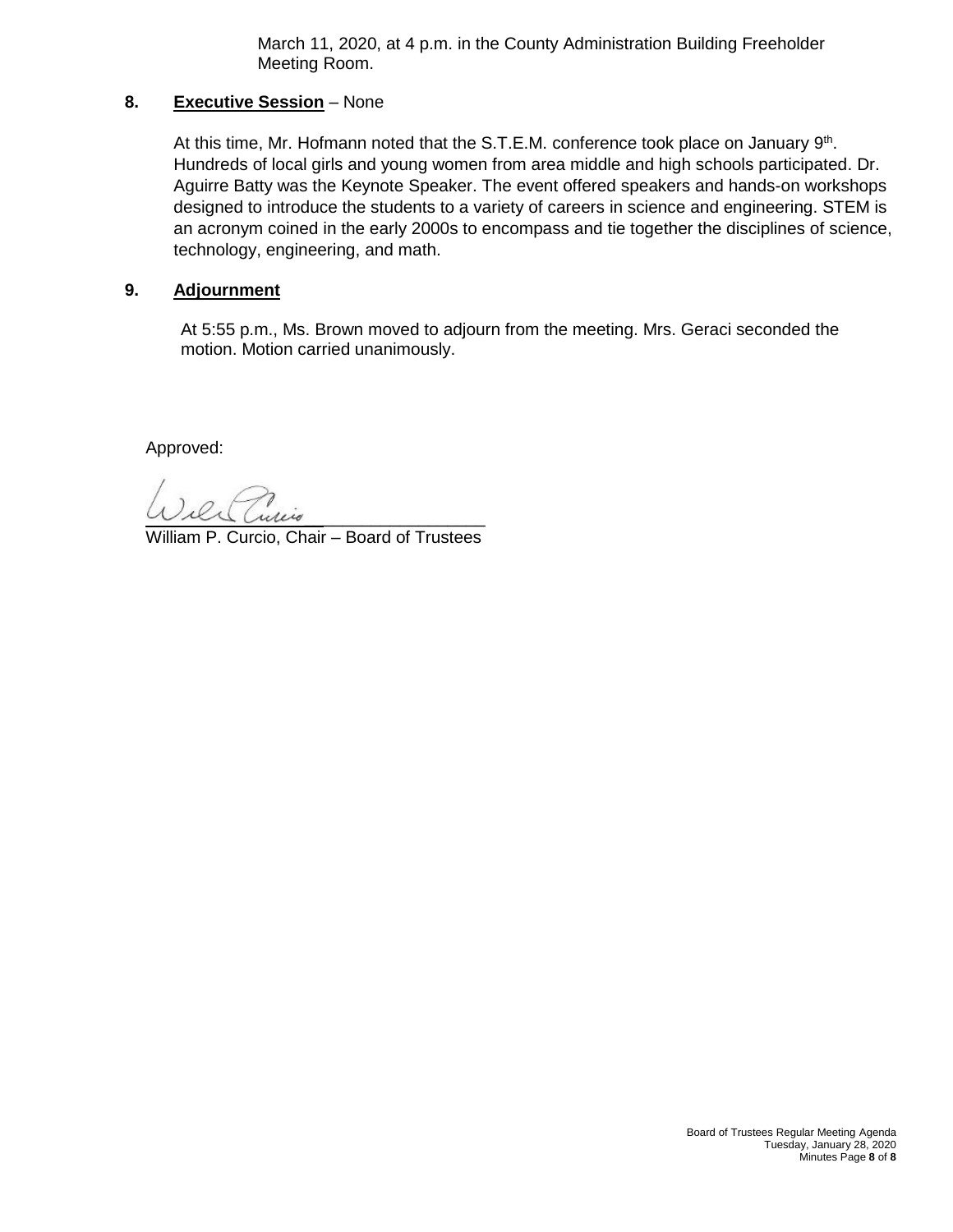March 11, 2020, at 4 p.m. in the County Administration Building Freeholder Meeting Room.

**8. Executive Session** – None

At this time, Mr. Hofmann noted that the S.T.E.M. conference took place on January 9th. Hundreds of local girls and young women from area middle and high schools participated. Dr. Aguirre Batty was the Keynote Speaker. The event offered speakers and hands-on workshops designed to introduce the students to a variety of careers in science and engineering. STEM is an acronym coined in the early 2000s to encompass and tie together the disciplines of science, technology, engineering, and math.

**9. Adjournment**

At 5:55 p.m., Ms. Brown moved to adjourn from the meeting. Mrs. Geraci seconded the motion. Motion carried unanimously.

Approved:

William P. Curcio, Chair – Board of Trustees